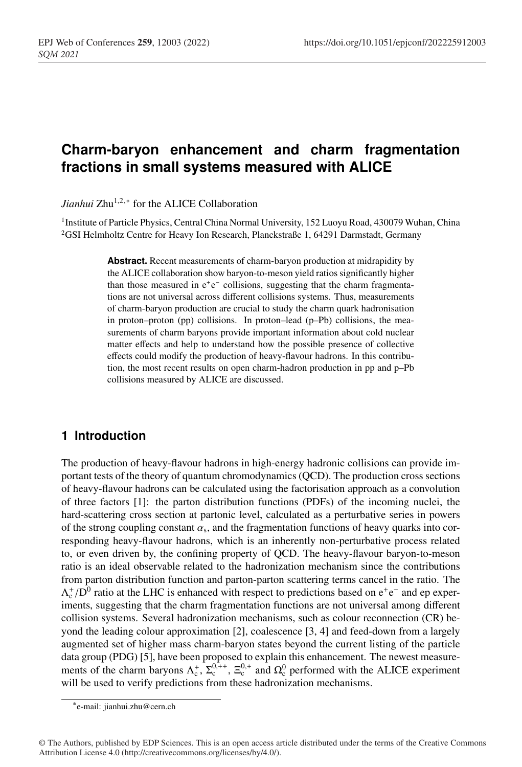# Charm-baryon enhancement and charm fragmentation fractions in small systems measured with ALICE

*Jianhui* Zhu[1,2,*] for the ALICE Collaboration

[1]Institute of Particle Physics, Central China Normal University, 152 Luoyu Road, 430079 Wuhan, China
[2]GSI Helmholtz Centre for Heavy Ion Research, Planckstraße 1, 64291 Darmstadt, Germany

**Abstract.** Recent measurements of charm-baryon production at midrapidity by the ALICE collaboration show baryon-to-meson yield ratios significantly higher than those measured in $e^+e^-$ collisions, suggesting that the charm fragmentations are not universal across different collisions systems. Thus, measurements of charm-baryon production are crucial to study the charm quark hadronisation in proton–proton (pp) collisions. In proton–lead (p–Pb) collisions, the measurements of charm baryons provide important information about cold nuclear matter effects and help to understand how the possible presence of collective effects could modify the production of heavy-flavour hadrons. In this contribution, the most recent results on open charm-hadron production in pp and p–Pb collisions measured by ALICE are discussed.

## 1 Introduction

The production of heavy-flavour hadrons in high-energy hadronic collisions can provide important tests of the theory of quantum chromodynamics (QCD). The production cross sections of heavy-flavour hadrons can be calculated using the factorisation approach as a convolution of three factors [1]: the parton distribution functions (PDFs) of the incoming nuclei, the hard-scattering cross section at partonic level, calculated as a perturbative series in powers of the strong coupling constant $\alpha_s$, and the fragmentation functions of heavy quarks into corresponding heavy-flavour hadrons, which is an inherently non-perturbative process related to, or even driven by, the confining property of QCD. The heavy-flavour baryon-to-meson ratio is an ideal observable related to the hadronization mechanism since the contributions from parton distribution function and parton-parton scattering terms cancel in the ratio. The $\Lambda_c^+/D^0$ ratio at the LHC is enhanced with respect to predictions based on $e^+e^-$ and ep experiments, suggesting that the charm fragmentation functions are not universal among different collision systems. Several hadronization mechanisms, such as colour reconnection (CR) beyond the leading colour approximation [2], coalescence [3, 4] and feed-down from a largely augmented set of higher mass charm-baryon states beyond the current listing of the particle data group (PDG) [5], have been proposed to explain this enhancement. The newest measurements of the charm baryons $\Lambda_c^+$, $\Sigma_c^{0,++}$, $\Xi_c^{0,+}$ and $\Omega_c^0$ performed with the ALICE experiment will be used to verify predictions from these hadronization mechanisms.

*e-mail: jianhui.zhu@cern.ch

© The Authors, published by EDP Sciences. This is an open access article distributed under the terms of the Creative Commons Attribution License 4.0 (http://creativecommons.org/licenses/by/4.0/).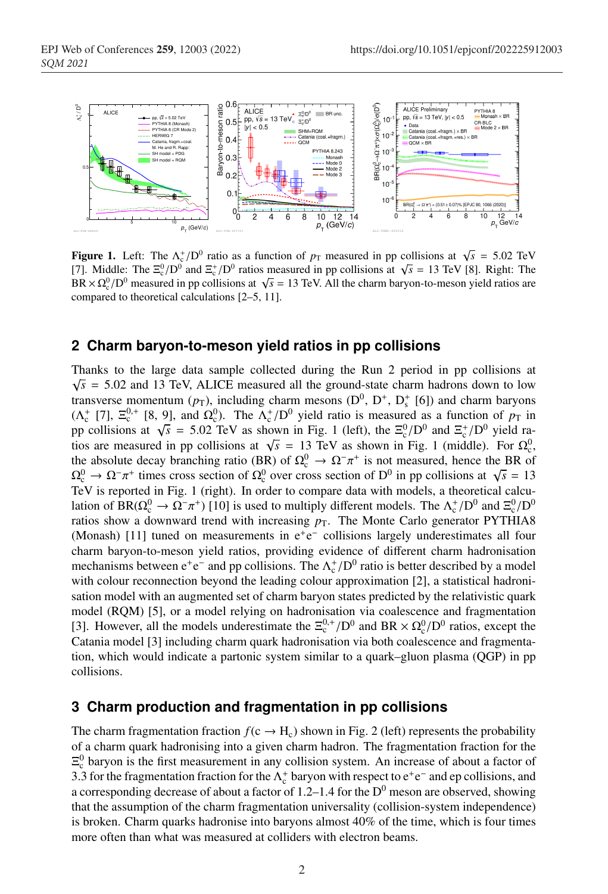**Figure 1.** Left: The $\Lambda_c^+/D^0$ ratio as a function of $p_T$ measured in pp collisions at $\sqrt{s}$ = 5.02 TeV [7]. Middle: The $\Xi_c^0/D^0$ and $\Xi_c^+/D^0$ ratios measured in pp collisions at $\sqrt{s}$ = 13 TeV [8]. Right: The BR $\times\, \Omega_c^0/D^0$ measured in pp collisions at $\sqrt{s}$ = 13 TeV. All the charm baryon-to-meson yield ratios are compared to theoretical calculations [2–5, 11].

## 2 Charm baryon-to-meson yield ratios in pp collisions

Thanks to the large data sample collected during the Run 2 period in pp collisions at $\sqrt{s}$ = 5.02 and 13 TeV, ALICE measured all the ground-state charm hadrons down to low transverse momentum ($p_T$), including charm mesons ($D^0$, $D^+$, $D_s^+$ [6]) and charm baryons ($\Lambda_c^+$ [7], $\Xi_c^{0,+}$ [8, 9], and $\Omega_c^0$). The $\Lambda_c^+/D^0$ yield ratio is measured as a function of $p_T$ in pp collisions at $\sqrt{s}$ = 5.02 TeV as shown in Fig. 1 (left), the $\Xi_c^0/D^0$ and $\Xi_c^+/D^0$ yield ratios are measured in pp collisions at $\sqrt{s}$ = 13 TeV as shown in Fig. 1 (middle). For $\Omega_c^0$, the absolute decay branching ratio (BR) of $\Omega_c^0 \to \Omega^-\pi^+$ is not measured, hence the BR of $\Omega_c^0 \to \Omega^-\pi^+$ times cross section of $\Omega_c^0$ over cross section of $D^0$ in pp collisions at $\sqrt{s}$ = 13 TeV is reported in Fig. 1 (right). In order to compare data with models, a theoretical calculation of BR($\Omega_c^0 \to \Omega^-\pi^+$) [10] is used to multiply different models. The $\Lambda_c^+/D^0$ and $\Xi_c^0/D^0$ ratios show a downward trend with increasing $p_T$. The Monte Carlo generator PYTHIA8 (Monash) [11] tuned on measurements in $e^+e^-$ collisions largely underestimates all four charm baryon-to-meson yield ratios, providing evidence of different charm hadronisation mechanisms between $e^+e^-$ and pp collisions. The $\Lambda_c^+/D^0$ ratio is better described by a model with colour reconnection beyond the leading colour approximation [2], a statistical hadronisation model with an augmented set of charm baryon states predicted by the relativistic quark model (RQM) [5], or a model relying on hadronisation via coalescence and fragmentation [3]. However, all the models underestimate the $\Xi_c^{0,+}/D^0$ and BR $\times\, \Omega_c^0/D^0$ ratios, except the Catania model [3] including charm quark hadronisation via both coalescence and fragmentation, which would indicate a partonic system similar to a quark–gluon plasma (QGP) in pp collisions.

## 3 Charm production and fragmentation in pp collisions

The charm fragmentation fraction $f(c \to H_c)$ shown in Fig. 2 (left) represents the probability of a charm quark hadronising into a given charm hadron. The fragmentation fraction for the $\Xi_c^0$ baryon is the first measurement in any collision system. An increase of about a factor of 3.3 for the fragmentation fraction for the $\Lambda_c^+$ baryon with respect to $e^+e^-$ and ep collisions, and a corresponding decrease of about a factor of 1.2–1.4 for the $D^0$ meson are observed, showing that the assumption of the charm fragmentation universality (collision-system independence) is broken. Charm quarks hadronise into baryons almost 40% of the time, which is four times more often than what was measured at colliders with electron beams.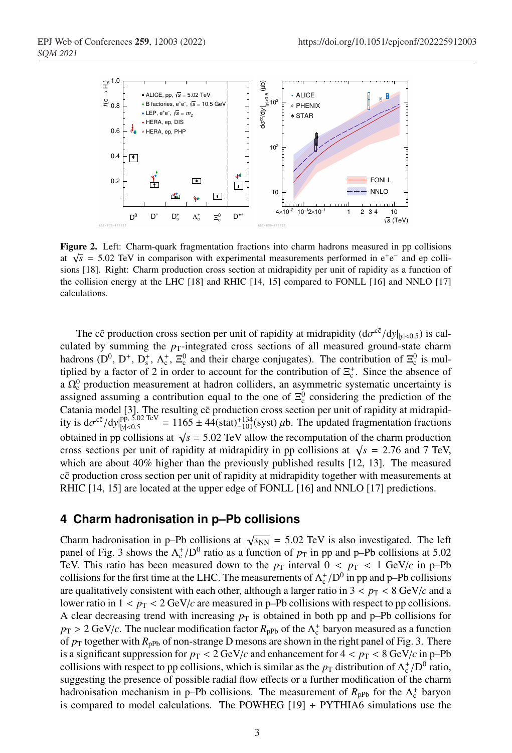**Figure 2.** Left: Charm-quark fragmentation fractions into charm hadrons measured in pp collisions at $\sqrt{s}$ = 5.02 TeV in comparison with experimental measurements performed in $e^+e^-$ and ep collisions [18]. Right: Charm production cross section at midrapidity per unit of rapidity as a function of the collision energy at the LHC [18] and RHIC [14, 15] compared to FONLL [16] and NNLO [17] calculations.

The $c\bar{c}$ production cross section per unit of rapidity at midrapidity ($d\sigma^{c\bar{c}}/dy|_{|y|<0.5}$) is calculated by summing the $p_T$-integrated cross sections of all measured ground-state charm hadrons ($D^0$, $D^+$, $D_s^+$, $\Lambda_c^+$, $\Xi_c^0$ and their charge conjugates). The contribution of $\Xi_c^0$ is multiplied by a factor of 2 in order to account for the contribution of $\Xi_c^+$. Since the absence of a $\Omega_c^0$ production measurement at hadron colliders, an asymmetric systematic uncertainty is assigned assuming a contribution equal to the one of $\Xi_c^0$ considering the prediction of the Catania model [3]. The resulting $c\bar{c}$ production cross section per unit of rapidity at midrapidity is $d\sigma^{c\bar{c}}/dy|_{|y|<0.5}^{pp,\,5.02\ \mathrm{TeV}} = 1165 \pm 44(\mathrm{stat})^{+134}_{-101}(\mathrm{syst})\ \mu\mathrm{b}$. The updated fragmentation fractions obtained in pp collisions at $\sqrt{s}$ = 5.02 TeV allow the recomputation of the charm production cross sections per unit of rapidity at midrapidity in pp collisions at $\sqrt{s}$ = 2.76 and 7 TeV, which are about 40% higher than the previously published results [12, 13]. The measured $c\bar{c}$ production cross section per unit of rapidity at midrapidity together with measurements at RHIC [14, 15] are located at the upper edge of FONLL [16] and NNLO [17] predictions.

## 4 Charm hadronisation in p–Pb collisions

Charm hadronisation in p–Pb collisions at $\sqrt{s_{NN}}$ = 5.02 TeV is also investigated. The left panel of Fig. 3 shows the $\Lambda_c^+/D^0$ ratio as a function of $p_T$ in pp and p–Pb collisions at 5.02 TeV. This ratio has been measured down to the $p_T$ interval $0 < p_T < 1$ GeV/$c$ in p–Pb collisions for the first time at the LHC. The measurements of $\Lambda_c^+/D^0$ in pp and p–Pb collisions are qualitatively consistent with each other, although a larger ratio in $3 < p_T < 8$ GeV/$c$ and a lower ratio in $1 < p_T < 2$ GeV/$c$ are measured in p–Pb collisions with respect to pp collisions. A clear decreasing trend with increasing $p_T$ is obtained in both pp and p–Pb collisions for $p_T > 2$ GeV/$c$. The nuclear modification factor $R_{pPb}$ of the $\Lambda_c^+$ baryon measured as a function of $p_T$ together with $R_{pPb}$ of non-strange D mesons are shown in the right panel of Fig. 3. There is a significant suppression for $p_T < 2$ GeV/$c$ and enhancement for $4 < p_T < 8$ GeV/$c$ in p–Pb collisions with respect to pp collisions, which is similar as the $p_T$ distribution of $\Lambda_c^+/D^0$ ratio, suggesting the presence of possible radial flow effects or a further modification of the charm hadronisation mechanism in p–Pb collisions. The measurement of $R_{pPb}$ for the $\Lambda_c^+$ baryon is compared to model calculations. The POWHEG [19] + PYTHIA6 simulations use the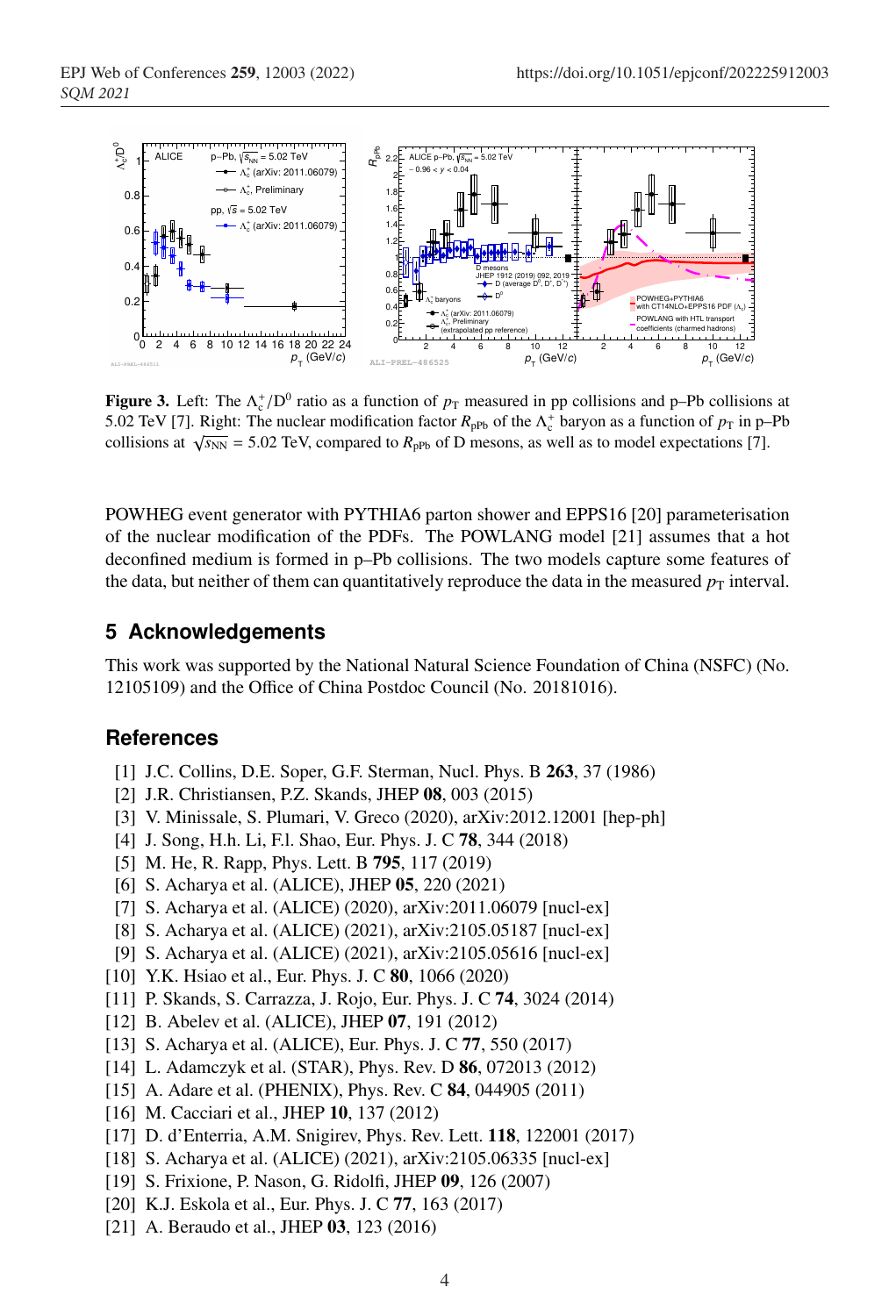ALICE p–Pb, $\sqrt{s_{NN}}$ = 5.02 TeV
$\Lambda_c^+$ (arXiv: 2011.06079)
$\Lambda_c^+$, Preliminary
pp, $\sqrt{s}$ = 5.02 TeV
$\Lambda_c^+$ (arXiv: 2011.06079)
$\Lambda_c^+/D^0$
$p_T$ (GeV/$c$)
ALI-PREL-486511

ALICE p–Pb, $\sqrt{s_{NN}}$ = 5.02 TeV
−0.96 < $y$ < 0.04
$R_{pPb}$
D mesons
JHEP 1912 (2019) 092, 2019
D (average $D^0$, $D^+$, $D^{*+}$)
$D^0$
$\Lambda_c^+$ baryons
$\Lambda_c^+$ (arXiv: 2011.06079)
$\Lambda_c^+$, Preliminary
(extrapolated pp reference)
POWHEG+PYTHIA6 with CT14NLO+EPPS16 PDF ($\Lambda_c$)
POWLANG with HTL transport coefficients (charmed hadrons)
$p_T$ (GeV/$c$)
ALI-PREL-486525

**Figure 3.** Left: The $\Lambda_c^+/D^0$ ratio as a function of $p_T$ measured in pp collisions and p–Pb collisions at 5.02 TeV [7]. Right: The nuclear modification factor $R_{pPb}$ of the $\Lambda_c^+$ baryon as a function of $p_T$ in p–Pb collisions at $\sqrt{s_{NN}}$ = 5.02 TeV, compared to $R_{pPb}$ of D mesons, as well as to model expectations [7].

POWHEG event generator with PYTHIA6 parton shower and EPPS16 [20] parameterisation of the nuclear modification of the PDFs. The POWLANG model [21] assumes that a hot deconfined medium is formed in p–Pb collisions. The two models capture some features of the data, but neither of them can quantitatively reproduce the data in the measured $p_T$ interval.

## 5 Acknowledgements

This work was supported by the National Natural Science Foundation of China (NSFC) (No. 12105109) and the Office of China Postdoc Council (No. 20181016).

## References

[1] J.C. Collins, D.E. Soper, G.F. Sterman, Nucl. Phys. B **263**, 37 (1986)
[2] J.R. Christiansen, P.Z. Skands, JHEP **08**, 003 (2015)
[3] V. Minissale, S. Plumari, V. Greco (2020), arXiv:2012.12001 [hep-ph]
[4] J. Song, H.h. Li, F.l. Shao, Eur. Phys. J. C **78**, 344 (2018)
[5] M. He, R. Rapp, Phys. Lett. B **795**, 117 (2019)
[6] S. Acharya et al. (ALICE), JHEP **05**, 220 (2021)
[7] S. Acharya et al. (ALICE) (2020), arXiv:2011.06079 [nucl-ex]
[8] S. Acharya et al. (ALICE) (2021), arXiv:2105.05187 [nucl-ex]
[9] S. Acharya et al. (ALICE) (2021), arXiv:2105.05616 [nucl-ex]
[10] Y.K. Hsiao et al., Eur. Phys. J. C **80**, 1066 (2020)
[11] P. Skands, S. Carrazza, J. Rojo, Eur. Phys. J. C **74**, 3024 (2014)
[12] B. Abelev et al. (ALICE), JHEP **07**, 191 (2012)
[13] S. Acharya et al. (ALICE), Eur. Phys. J. C **77**, 550 (2017)
[14] L. Adamczyk et al. (STAR), Phys. Rev. D **86**, 072013 (2012)
[15] A. Adare et al. (PHENIX), Phys. Rev. C **84**, 044905 (2011)
[16] M. Cacciari et al., JHEP **10**, 137 (2012)
[17] D. d'Enterria, A.M. Snigirev, Phys. Rev. Lett. **118**, 122001 (2017)
[18] S. Acharya et al. (ALICE) (2021), arXiv:2105.06335 [nucl-ex]
[19] S. Frixione, P. Nason, G. Ridolfi, JHEP **09**, 126 (2007)
[20] K.J. Eskola et al., Eur. Phys. J. C **77**, 163 (2017)
[21] A. Beraudo et al., JHEP **03**, 123 (2016)